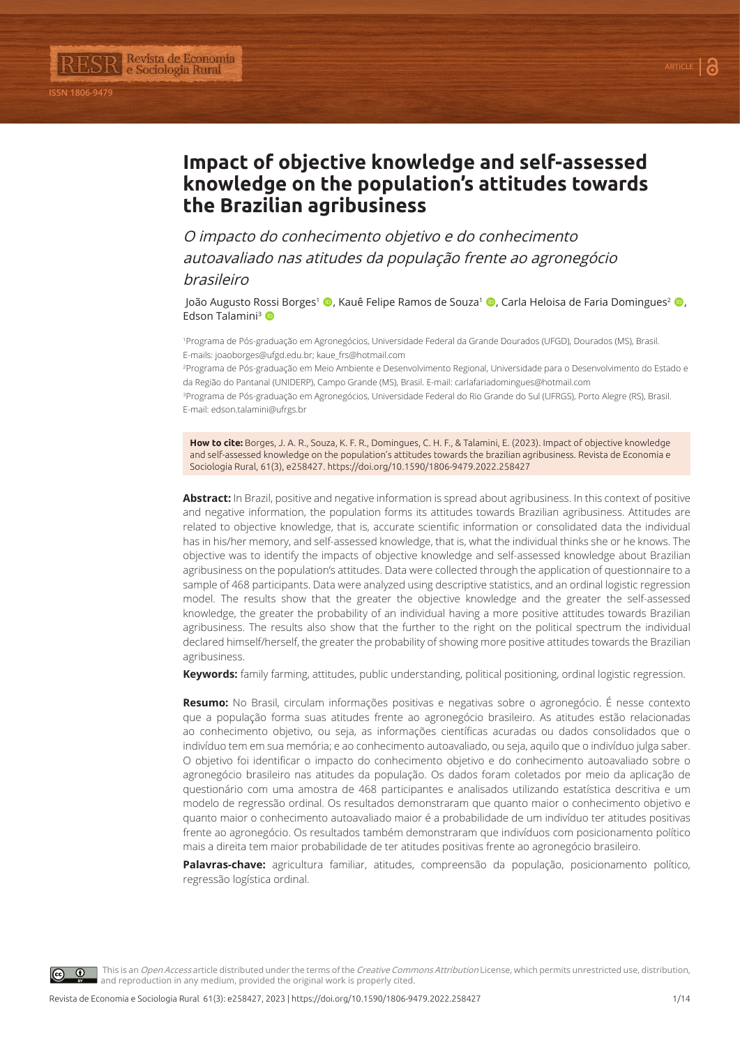# Impact of objective knowledge and self-assessed knowledge on the population's attitudes towards the Brazilian agribusiness

*O impacto do conhecimento objetivo e do conhecimento autoavaliado nas atitudes da população frente ao agronegócio brasileiro*

João Augusto Rossi Borges[1], Kauê Felipe Ramos de Souza[1], Carla Heloisa de Faria Domingues[2], Edson Talamini[3]

[1]Programa de Pós-graduação em Agronegócios, Universidade Federal da Grande Dourados (UFGD), Dourados (MS), Brasil. E-mails: joaoborges@ufgd.edu.br; kaue_frs@hotmail.com

[2]Programa de Pós-graduação em Meio Ambiente e Desenvolvimento Regional, Universidade para o Desenvolvimento do Estado e da Região do Pantanal (UNIDERP), Campo Grande (MS), Brasil. E-mail: carlafariadomingues@hotmail.com

[3]Programa de Pós-graduação em Agronegócios, Universidade Federal do Rio Grande do Sul (UFRGS), Porto Alegre (RS), Brasil. E-mail: edson.talamini@ufrgs.br

**How to cite:** Borges, J. A. R., Souza, K. F. R., Domingues, C. H. F., & Talamini, E. (2023). Impact of objective knowledge and self-assessed knowledge on the population's attitudes towards the brazilian agribusiness. Revista de Economia e Sociologia Rural, 61(3), e258427. https://doi.org/10.1590/1806-9479.2022.258427

**Abstract:** In Brazil, positive and negative information is spread about agribusiness. In this context of positive and negative information, the population forms its attitudes towards Brazilian agribusiness. Attitudes are related to objective knowledge, that is, accurate scientific information or consolidated data the individual has in his/her memory, and self-assessed knowledge, that is, what the individual thinks she or he knows. The objective was to identify the impacts of objective knowledge and self-assessed knowledge about Brazilian agribusiness on the population's attitudes. Data were collected through the application of questionnaire to a sample of 468 participants. Data were analyzed using descriptive statistics, and an ordinal logistic regression model. The results show that the greater the objective knowledge and the greater the self-assessed knowledge, the greater the probability of an individual having a more positive attitudes towards Brazilian agribusiness. The results also show that the further to the right on the political spectrum the individual declared himself/herself, the greater the probability of showing more positive attitudes towards the Brazilian agribusiness.

**Keywords:** family farming, attitudes, public understanding, political positioning, ordinal logistic regression.

**Resumo:** No Brasil, circulam informações positivas e negativas sobre o agronegócio. É nesse contexto que a população forma suas atitudes frente ao agronegócio brasileiro. As atitudes estão relacionadas ao conhecimento objetivo, ou seja, as informações científicas acuradas ou dados consolidados que o indivíduo tem em sua memória; e ao conhecimento autoavaliado, ou seja, aquilo que o indivíduo julga saber. O objetivo foi identificar o impacto do conhecimento objetivo e do conhecimento autoavaliado sobre o agronegócio brasileiro nas atitudes da população. Os dados foram coletados por meio da aplicação de questionário com uma amostra de 468 participantes e analisados utilizando estatística descritiva e um modelo de regressão ordinal. Os resultados demonstraram que quanto maior o conhecimento objetivo e quanto maior o conhecimento autoavaliado maior é a probabilidade de um indivíduo ter atitudes positivas frente ao agronegócio. Os resultados também demonstraram que indivíduos com posicionamento político mais a direita tem maior probabilidade de ter atitudes positivas frente ao agronegócio brasileiro.

**Palavras-chave:** agricultura familiar, atitudes, compreensão da população, posicionamento político, regressão logística ordinal.

This is an *Open Access* article distributed under the terms of the *Creative Commons Attribution* License, which permits unrestricted use, distribution, and reproduction in any medium, provided the original work is properly cited.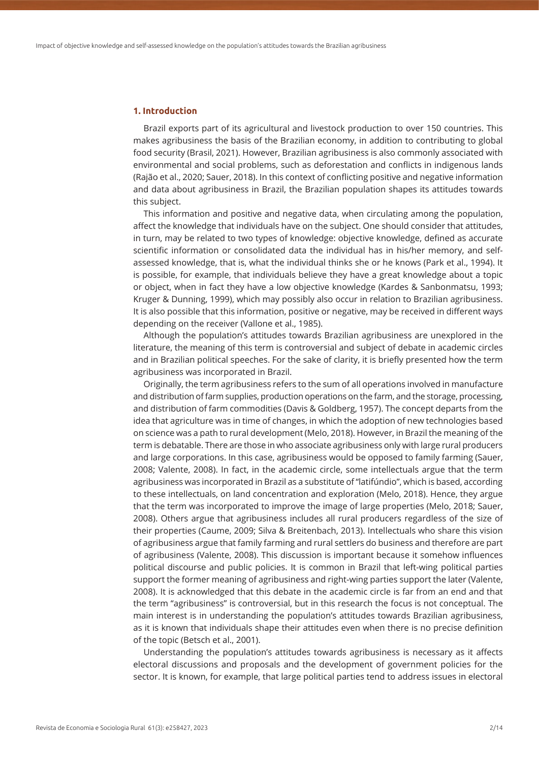## 1. Introduction

Brazil exports part of its agricultural and livestock production to over 150 countries. This makes agribusiness the basis of the Brazilian economy, in addition to contributing to global food security (Brasil, 2021). However, Brazilian agribusiness is also commonly associated with environmental and social problems, such as deforestation and conflicts in indigenous lands (Rajão et al., 2020; Sauer, 2018). In this context of conflicting positive and negative information and data about agribusiness in Brazil, the Brazilian population shapes its attitudes towards this subject.

This information and positive and negative data, when circulating among the population, affect the knowledge that individuals have on the subject. One should consider that attitudes, in turn, may be related to two types of knowledge: objective knowledge, defined as accurate scientific information or consolidated data the individual has in his/her memory, and self-assessed knowledge, that is, what the individual thinks she or he knows (Park et al., 1994). It is possible, for example, that individuals believe they have a great knowledge about a topic or object, when in fact they have a low objective knowledge (Kardes & Sanbonmatsu, 1993; Kruger & Dunning, 1999), which may possibly also occur in relation to Brazilian agribusiness. It is also possible that this information, positive or negative, may be received in different ways depending on the receiver (Vallone et al., 1985).

Although the population's attitudes towards Brazilian agribusiness are unexplored in the literature, the meaning of this term is controversial and subject of debate in academic circles and in Brazilian political speeches. For the sake of clarity, it is briefly presented how the term agribusiness was incorporated in Brazil.

Originally, the term agribusiness refers to the sum of all operations involved in manufacture and distribution of farm supplies, production operations on the farm, and the storage, processing, and distribution of farm commodities (Davis & Goldberg, 1957). The concept departs from the idea that agriculture was in time of changes, in which the adoption of new technologies based on science was a path to rural development (Melo, 2018). However, in Brazil the meaning of the term is debatable. There are those in who associate agribusiness only with large rural producers and large corporations. In this case, agribusiness would be opposed to family farming (Sauer, 2008; Valente, 2008). In fact, in the academic circle, some intellectuals argue that the term agribusiness was incorporated in Brazil as a substitute of "latifúndio", which is based, according to these intellectuals, on land concentration and exploration (Melo, 2018). Hence, they argue that the term was incorporated to improve the image of large properties (Melo, 2018; Sauer, 2008). Others argue that agribusiness includes all rural producers regardless of the size of their properties (Caume, 2009; Silva & Breitenbach, 2013). Intellectuals who share this vision of agribusiness argue that family farming and rural settlers do business and therefore are part of agribusiness (Valente, 2008). This discussion is important because it somehow influences political discourse and public policies. It is common in Brazil that left-wing political parties support the former meaning of agribusiness and right-wing parties support the later (Valente, 2008). It is acknowledged that this debate in the academic circle is far from an end and that the term "agribusiness" is controversial, but in this research the focus is not conceptual. The main interest is in understanding the population's attitudes towards Brazilian agribusiness, as it is known that individuals shape their attitudes even when there is no precise definition of the topic (Betsch et al., 2001).

Understanding the population's attitudes towards agribusiness is necessary as it affects electoral discussions and proposals and the development of government policies for the sector. It is known, for example, that large political parties tend to address issues in electoral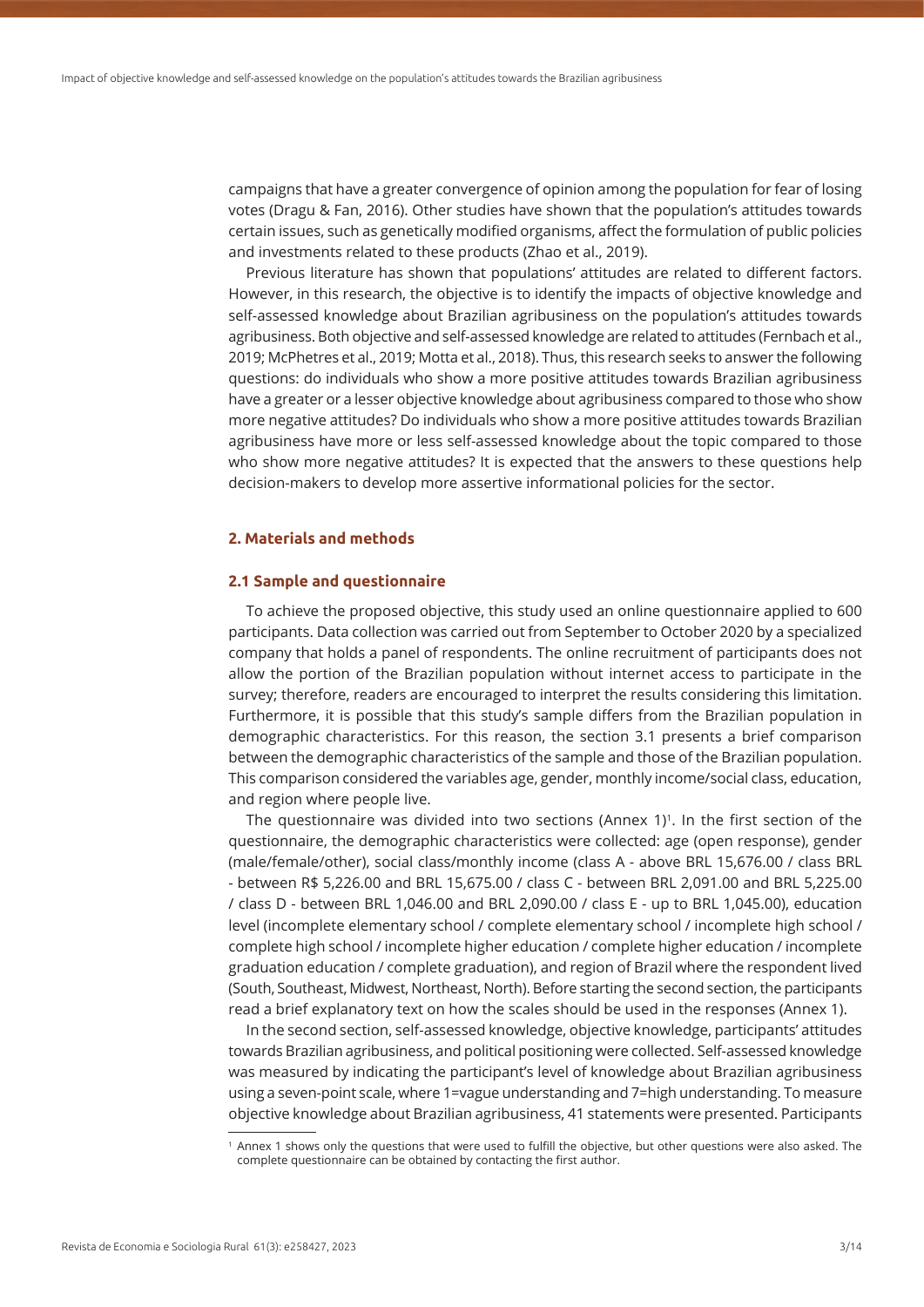campaigns that have a greater convergence of opinion among the population for fear of losing votes (Dragu & Fan, 2016). Other studies have shown that the population's attitudes towards certain issues, such as genetically modified organisms, affect the formulation of public policies and investments related to these products (Zhao et al., 2019).

Previous literature has shown that populations' attitudes are related to different factors. However, in this research, the objective is to identify the impacts of objective knowledge and self-assessed knowledge about Brazilian agribusiness on the population's attitudes towards agribusiness. Both objective and self-assessed knowledge are related to attitudes (Fernbach et al., 2019; McPhetres et al., 2019; Motta et al., 2018). Thus, this research seeks to answer the following questions: do individuals who show a more positive attitudes towards Brazilian agribusiness have a greater or a lesser objective knowledge about agribusiness compared to those who show more negative attitudes? Do individuals who show a more positive attitudes towards Brazilian agribusiness have more or less self-assessed knowledge about the topic compared to those who show more negative attitudes? It is expected that the answers to these questions help decision-makers to develop more assertive informational policies for the sector.

## 2. Materials and methods

### 2.1 Sample and questionnaire

To achieve the proposed objective, this study used an online questionnaire applied to 600 participants. Data collection was carried out from September to October 2020 by a specialized company that holds a panel of respondents. The online recruitment of participants does not allow the portion of the Brazilian population without internet access to participate in the survey; therefore, readers are encouraged to interpret the results considering this limitation. Furthermore, it is possible that this study's sample differs from the Brazilian population in demographic characteristics. For this reason, the section 3.1 presents a brief comparison between the demographic characteristics of the sample and those of the Brazilian population. This comparison considered the variables age, gender, monthly income/social class, education, and region where people live.

The questionnaire was divided into two sections (Annex 1)[1]. In the first section of the questionnaire, the demographic characteristics were collected: age (open response), gender (male/female/other), social class/monthly income (class A - above BRL 15,676.00 / class BRL - between R$ 5,226.00 and BRL 15,675.00 / class C - between BRL 2,091.00 and BRL 5,225.00 / class D - between BRL 1,046.00 and BRL 2,090.00 / class E - up to BRL 1,045.00), education level (incomplete elementary school / complete elementary school / incomplete high school / complete high school / incomplete higher education / complete higher education / incomplete graduation education / complete graduation), and region of Brazil where the respondent lived (South, Southeast, Midwest, Northeast, North). Before starting the second section, the participants read a brief explanatory text on how the scales should be used in the responses (Annex 1).

In the second section, self-assessed knowledge, objective knowledge, participants' attitudes towards Brazilian agribusiness, and political positioning were collected. Self-assessed knowledge was measured by indicating the participant's level of knowledge about Brazilian agribusiness using a seven-point scale, where 1=vague understanding and 7=high understanding. To measure objective knowledge about Brazilian agribusiness, 41 statements were presented. Participants

[1] Annex 1 shows only the questions that were used to fulfill the objective, but other questions were also asked. The complete questionnaire can be obtained by contacting the first author.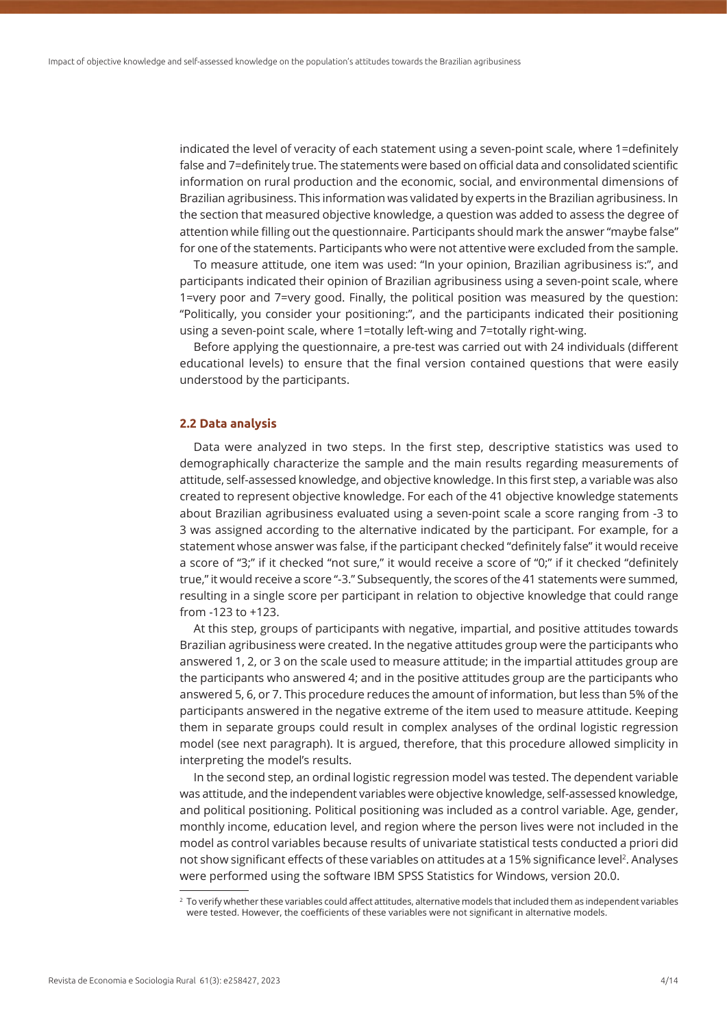indicated the level of veracity of each statement using a seven-point scale, where 1=definitely false and 7=definitely true. The statements were based on official data and consolidated scientific information on rural production and the economic, social, and environmental dimensions of Brazilian agribusiness. This information was validated by experts in the Brazilian agribusiness. In the section that measured objective knowledge, a question was added to assess the degree of attention while filling out the questionnaire. Participants should mark the answer "maybe false" for one of the statements. Participants who were not attentive were excluded from the sample.

To measure attitude, one item was used: "In your opinion, Brazilian agribusiness is:", and participants indicated their opinion of Brazilian agribusiness using a seven-point scale, where 1=very poor and 7=very good. Finally, the political position was measured by the question: "Politically, you consider your positioning:", and the participants indicated their positioning using a seven-point scale, where 1=totally left-wing and 7=totally right-wing.

Before applying the questionnaire, a pre-test was carried out with 24 individuals (different educational levels) to ensure that the final version contained questions that were easily understood by the participants.

### 2.2 Data analysis

Data were analyzed in two steps. In the first step, descriptive statistics was used to demographically characterize the sample and the main results regarding measurements of attitude, self-assessed knowledge, and objective knowledge. In this first step, a variable was also created to represent objective knowledge. For each of the 41 objective knowledge statements about Brazilian agribusiness evaluated using a seven-point scale a score ranging from -3 to 3 was assigned according to the alternative indicated by the participant. For example, for a statement whose answer was false, if the participant checked "definitely false" it would receive a score of "3;" if it checked "not sure," it would receive a score of "0;" if it checked "definitely true," it would receive a score "-3." Subsequently, the scores of the 41 statements were summed, resulting in a single score per participant in relation to objective knowledge that could range from -123 to +123.

At this step, groups of participants with negative, impartial, and positive attitudes towards Brazilian agribusiness were created. In the negative attitudes group were the participants who answered 1, 2, or 3 on the scale used to measure attitude; in the impartial attitudes group are the participants who answered 4; and in the positive attitudes group are the participants who answered 5, 6, or 7. This procedure reduces the amount of information, but less than 5% of the participants answered in the negative extreme of the item used to measure attitude. Keeping them in separate groups could result in complex analyses of the ordinal logistic regression model (see next paragraph). It is argued, therefore, that this procedure allowed simplicity in interpreting the model's results.

In the second step, an ordinal logistic regression model was tested. The dependent variable was attitude, and the independent variables were objective knowledge, self-assessed knowledge, and political positioning. Political positioning was included as a control variable. Age, gender, monthly income, education level, and region where the person lives were not included in the model as control variables because results of univariate statistical tests conducted a priori did not show significant effects of these variables on attitudes at a 15% significance level[2]. Analyses were performed using the software IBM SPSS Statistics for Windows, version 20.0.

---

[2] To verify whether these variables could affect attitudes, alternative models that included them as independent variables were tested. However, the coefficients of these variables were not significant in alternative models.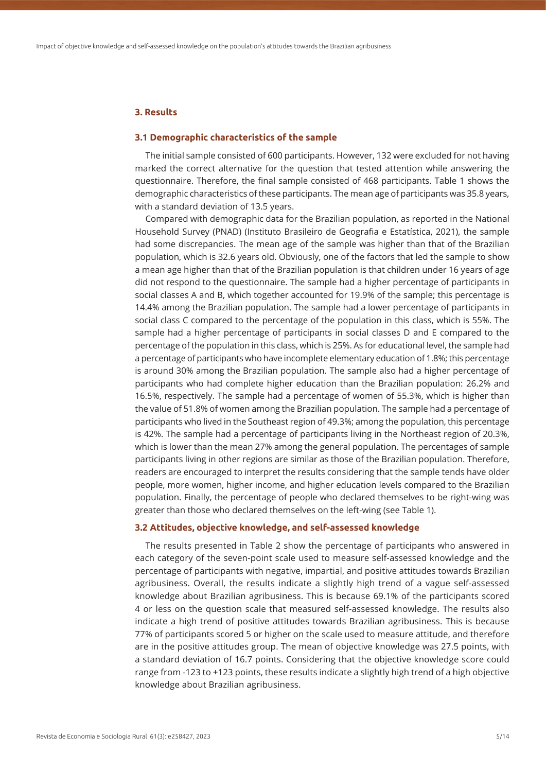## 3. Results

### 3.1 Demographic characteristics of the sample

The initial sample consisted of 600 participants. However, 132 were excluded for not having marked the correct alternative for the question that tested attention while answering the questionnaire. Therefore, the final sample consisted of 468 participants. Table 1 shows the demographic characteristics of these participants. The mean age of participants was 35.8 years, with a standard deviation of 13.5 years.

Compared with demographic data for the Brazilian population, as reported in the National Household Survey (PNAD) (Instituto Brasileiro de Geografia e Estatística, 2021), the sample had some discrepancies. The mean age of the sample was higher than that of the Brazilian population, which is 32.6 years old. Obviously, one of the factors that led the sample to show a mean age higher than that of the Brazilian population is that children under 16 years of age did not respond to the questionnaire. The sample had a higher percentage of participants in social classes A and B, which together accounted for 19.9% of the sample; this percentage is 14.4% among the Brazilian population. The sample had a lower percentage of participants in social class C compared to the percentage of the population in this class, which is 55%. The sample had a higher percentage of participants in social classes D and E compared to the percentage of the population in this class, which is 25%. As for educational level, the sample had a percentage of participants who have incomplete elementary education of 1.8%; this percentage is around 30% among the Brazilian population. The sample also had a higher percentage of participants who had complete higher education than the Brazilian population: 26.2% and 16.5%, respectively. The sample had a percentage of women of 55.3%, which is higher than the value of 51.8% of women among the Brazilian population. The sample had a percentage of participants who lived in the Southeast region of 49.3%; among the population, this percentage is 42%. The sample had a percentage of participants living in the Northeast region of 20.3%, which is lower than the mean 27% among the general population. The percentages of sample participants living in other regions are similar as those of the Brazilian population. Therefore, readers are encouraged to interpret the results considering that the sample tends have older people, more women, higher income, and higher education levels compared to the Brazilian population. Finally, the percentage of people who declared themselves to be right-wing was greater than those who declared themselves on the left-wing (see Table 1).

### 3.2 Attitudes, objective knowledge, and self-assessed knowledge

The results presented in Table 2 show the percentage of participants who answered in each category of the seven-point scale used to measure self-assessed knowledge and the percentage of participants with negative, impartial, and positive attitudes towards Brazilian agribusiness. Overall, the results indicate a slightly high trend of a vague self-assessed knowledge about Brazilian agribusiness. This is because 69.1% of the participants scored 4 or less on the question scale that measured self-assessed knowledge. The results also indicate a high trend of positive attitudes towards Brazilian agribusiness. This is because 77% of participants scored 5 or higher on the scale used to measure attitude, and therefore are in the positive attitudes group. The mean of objective knowledge was 27.5 points, with a standard deviation of 16.7 points. Considering that the objective knowledge score could range from -123 to +123 points, these results indicate a slightly high trend of a high objective knowledge about Brazilian agribusiness.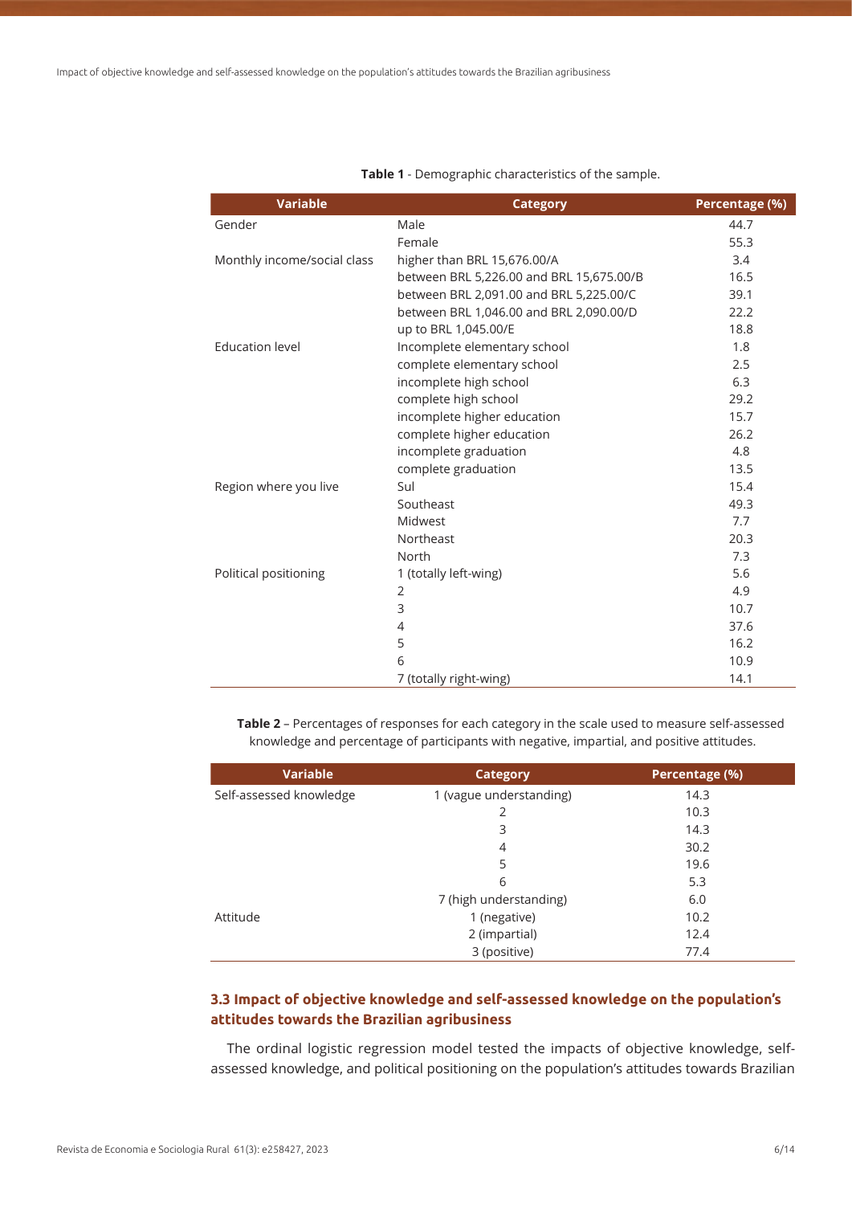**Table 1** - Demographic characteristics of the sample.

| Variable | Category | Percentage (%) |
|---|---|---|
| Gender | Male | 44.7 |
| | Female | 55.3 |
| Monthly income/social class | higher than BRL 15,676.00/A | 3.4 |
| | between BRL 5,226.00 and BRL 15,675.00/B | 16.5 |
| | between BRL 2,091.00 and BRL 5,225.00/C | 39.1 |
| | between BRL 1,046.00 and BRL 2,090.00/D | 22.2 |
| | up to BRL 1,045.00/E | 18.8 |
| Education level | Incomplete elementary school | 1.8 |
| | complete elementary school | 2.5 |
| | incomplete high school | 6.3 |
| | complete high school | 29.2 |
| | incomplete higher education | 15.7 |
| | complete higher education | 26.2 |
| | incomplete graduation | 4.8 |
| | complete graduation | 13.5 |
| Region where you live | Sul | 15.4 |
| | Southeast | 49.3 |
| | Midwest | 7.7 |
| | Northeast | 20.3 |
| | North | 7.3 |
| Political positioning | 1 (totally left-wing) | 5.6 |
| | 2 | 4.9 |
| | 3 | 10.7 |
| | 4 | 37.6 |
| | 5 | 16.2 |
| | 6 | 10.9 |
| | 7 (totally right-wing) | 14.1 |

**Table 2** – Percentages of responses for each category in the scale used to measure self-assessed knowledge and percentage of participants with negative, impartial, and positive attitudes.

| Variable | Category | Percentage (%) |
|---|---|---|
| Self-assessed knowledge | 1 (vague understanding) | 14.3 |
| | 2 | 10.3 |
| | 3 | 14.3 |
| | 4 | 30.2 |
| | 5 | 19.6 |
| | 6 | 5.3 |
| | 7 (high understanding) | 6.0 |
| Attitude | 1 (negative) | 10.2 |
| | 2 (impartial) | 12.4 |
| | 3 (positive) | 77.4 |

### 3.3 Impact of objective knowledge and self-assessed knowledge on the population's attitudes towards the Brazilian agribusiness

The ordinal logistic regression model tested the impacts of objective knowledge, self-assessed knowledge, and political positioning on the population's attitudes towards Brazilian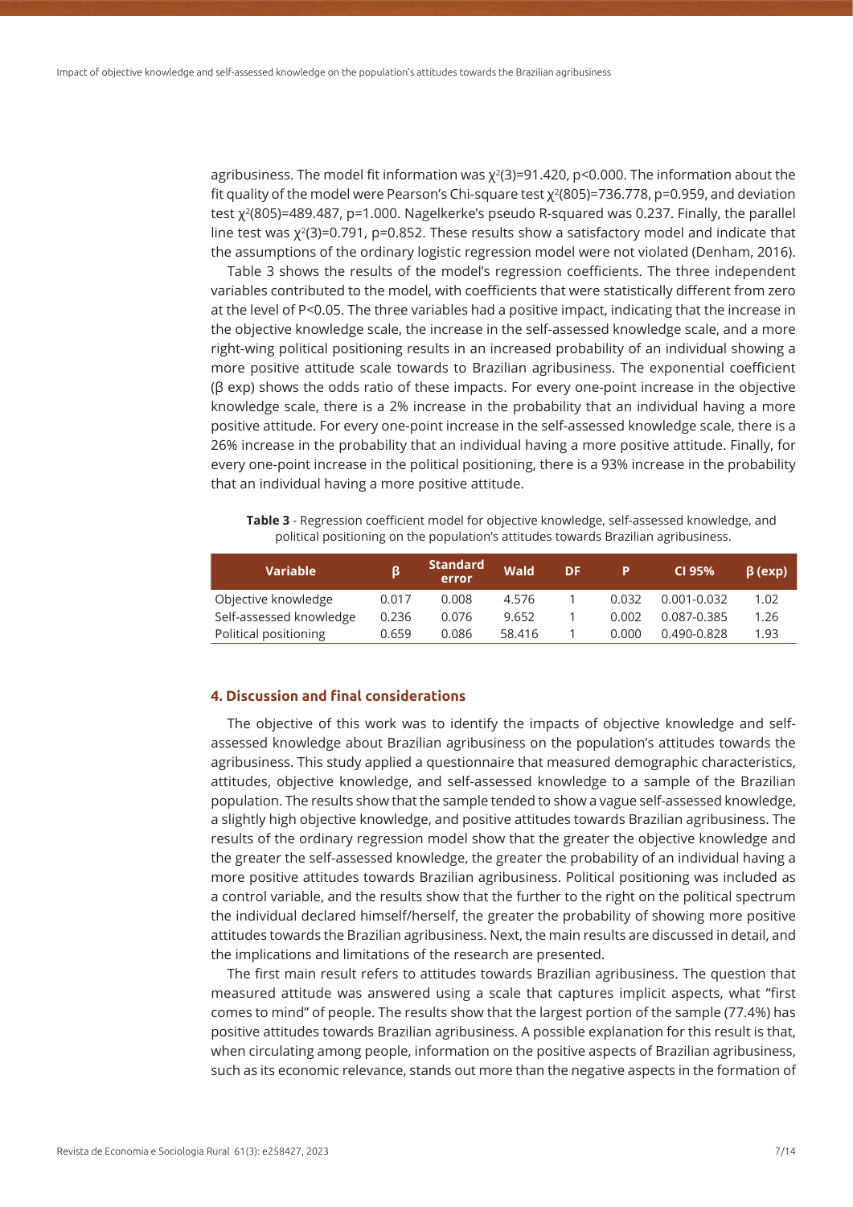agribusiness. The model fit information was $\chi^2(3)=91.420$, $p<0.000$. The information about the fit quality of the model were Pearson's Chi-square test $\chi^2(805)=736.778$, $p=0.959$, and deviation test $\chi^2(805)=489.487$, $p=1.000$. Nagelkerke's pseudo R-squared was 0.237. Finally, the parallel line test was $\chi^2(3)=0.791$, $p=0.852$. These results show a satisfactory model and indicate that the assumptions of the ordinary logistic regression model were not violated (Denham, 2016).

Table 3 shows the results of the model's regression coefficients. The three independent variables contributed to the model, with coefficients that were statistically different from zero at the level of $P<0.05$. The three variables had a positive impact, indicating that the increase in the objective knowledge scale, the increase in the self-assessed knowledge scale, and a more right-wing political positioning results in an increased probability of an individual showing a more positive attitude scale towards to Brazilian agribusiness. The exponential coefficient (β exp) shows the odds ratio of these impacts. For every one-point increase in the objective knowledge scale, there is a 2% increase in the probability that an individual having a more positive attitude. For every one-point increase in the self-assessed knowledge scale, there is a 26% increase in the probability that an individual having a more positive attitude. Finally, for every one-point increase in the political positioning, there is a 93% increase in the probability that an individual having a more positive attitude.

**Table 3** - Regression coefficient model for objective knowledge, self-assessed knowledge, and political positioning on the population's attitudes towards Brazilian agribusiness.

| Variable | β | Standard error | Wald | DF | P | CI 95% | β (exp) |
|---|---|---|---|---|---|---|---|
| Objective knowledge | 0.017 | 0.008 | 4.576 | 1 | 0.032 | 0.001-0.032 | 1.02 |
| Self-assessed knowledge | 0.236 | 0.076 | 9.652 | 1 | 0.002 | 0.087-0.385 | 1.26 |
| Political positioning | 0.659 | 0.086 | 58.416 | 1 | 0.000 | 0.490-0.828 | 1.93 |

## 4. Discussion and final considerations

The objective of this work was to identify the impacts of objective knowledge and self-assessed knowledge about Brazilian agribusiness on the population's attitudes towards the agribusiness. This study applied a questionnaire that measured demographic characteristics, attitudes, objective knowledge, and self-assessed knowledge to a sample of the Brazilian population. The results show that the sample tended to show a vague self-assessed knowledge, a slightly high objective knowledge, and positive attitudes towards Brazilian agribusiness. The results of the ordinary regression model show that the greater the objective knowledge and the greater the self-assessed knowledge, the greater the probability of an individual having a more positive attitudes towards Brazilian agribusiness. Political positioning was included as a control variable, and the results show that the further to the right on the political spectrum the individual declared himself/herself, the greater the probability of showing more positive attitudes towards the Brazilian agribusiness. Next, the main results are discussed in detail, and the implications and limitations of the research are presented.

The first main result refers to attitudes towards Brazilian agribusiness. The question that measured attitude was answered using a scale that captures implicit aspects, what "first comes to mind" of people. The results show that the largest portion of the sample (77.4%) has positive attitudes towards Brazilian agribusiness. A possible explanation for this result is that, when circulating among people, information on the positive aspects of Brazilian agribusiness, such as its economic relevance, stands out more than the negative aspects in the formation of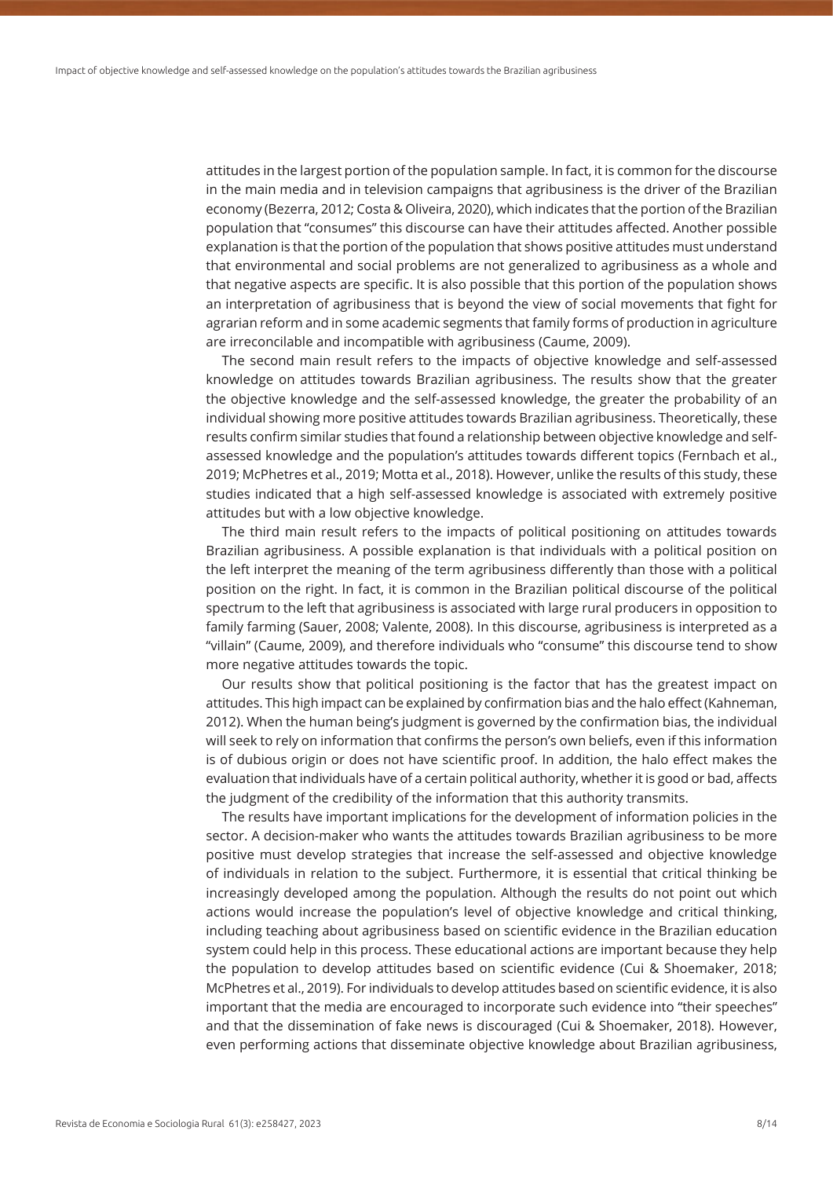attitudes in the largest portion of the population sample. In fact, it is common for the discourse in the main media and in television campaigns that agribusiness is the driver of the Brazilian economy (Bezerra, 2012; Costa & Oliveira, 2020), which indicates that the portion of the Brazilian population that "consumes" this discourse can have their attitudes affected. Another possible explanation is that the portion of the population that shows positive attitudes must understand that environmental and social problems are not generalized to agribusiness as a whole and that negative aspects are specific. It is also possible that this portion of the population shows an interpretation of agribusiness that is beyond the view of social movements that fight for agrarian reform and in some academic segments that family forms of production in agriculture are irreconcilable and incompatible with agribusiness (Caume, 2009).

The second main result refers to the impacts of objective knowledge and self-assessed knowledge on attitudes towards Brazilian agribusiness. The results show that the greater the objective knowledge and the self-assessed knowledge, the greater the probability of an individual showing more positive attitudes towards Brazilian agribusiness. Theoretically, these results confirm similar studies that found a relationship between objective knowledge and self-assessed knowledge and the population's attitudes towards different topics (Fernbach et al., 2019; McPhetres et al., 2019; Motta et al., 2018). However, unlike the results of this study, these studies indicated that a high self-assessed knowledge is associated with extremely positive attitudes but with a low objective knowledge.

The third main result refers to the impacts of political positioning on attitudes towards Brazilian agribusiness. A possible explanation is that individuals with a political position on the left interpret the meaning of the term agribusiness differently than those with a political position on the right. In fact, it is common in the Brazilian political discourse of the political spectrum to the left that agribusiness is associated with large rural producers in opposition to family farming (Sauer, 2008; Valente, 2008). In this discourse, agribusiness is interpreted as a "villain" (Caume, 2009), and therefore individuals who "consume" this discourse tend to show more negative attitudes towards the topic.

Our results show that political positioning is the factor that has the greatest impact on attitudes. This high impact can be explained by confirmation bias and the halo effect (Kahneman, 2012). When the human being's judgment is governed by the confirmation bias, the individual will seek to rely on information that confirms the person's own beliefs, even if this information is of dubious origin or does not have scientific proof. In addition, the halo effect makes the evaluation that individuals have of a certain political authority, whether it is good or bad, affects the judgment of the credibility of the information that this authority transmits.

The results have important implications for the development of information policies in the sector. A decision-maker who wants the attitudes towards Brazilian agribusiness to be more positive must develop strategies that increase the self-assessed and objective knowledge of individuals in relation to the subject. Furthermore, it is essential that critical thinking be increasingly developed among the population. Although the results do not point out which actions would increase the population's level of objective knowledge and critical thinking, including teaching about agribusiness based on scientific evidence in the Brazilian education system could help in this process. These educational actions are important because they help the population to develop attitudes based on scientific evidence (Cui & Shoemaker, 2018; McPhetres et al., 2019). For individuals to develop attitudes based on scientific evidence, it is also important that the media are encouraged to incorporate such evidence into "their speeches" and that the dissemination of fake news is discouraged (Cui & Shoemaker, 2018). However, even performing actions that disseminate objective knowledge about Brazilian agribusiness,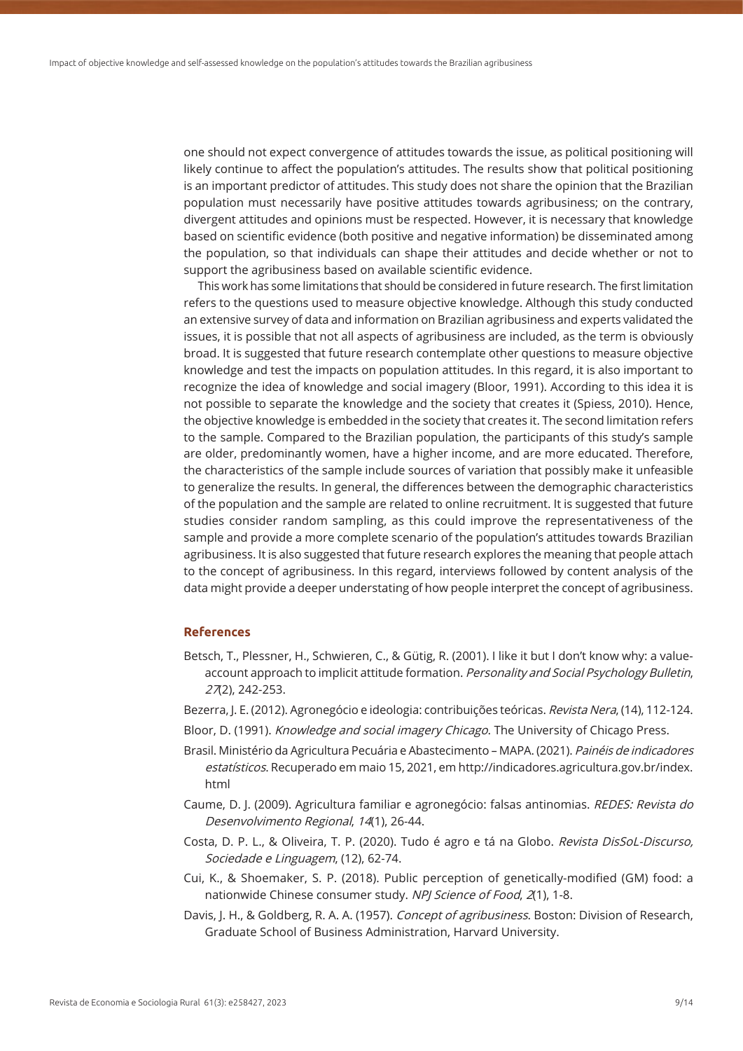one should not expect convergence of attitudes towards the issue, as political positioning will likely continue to affect the population's attitudes. The results show that political positioning is an important predictor of attitudes. This study does not share the opinion that the Brazilian population must necessarily have positive attitudes towards agribusiness; on the contrary, divergent attitudes and opinions must be respected. However, it is necessary that knowledge based on scientific evidence (both positive and negative information) be disseminated among the population, so that individuals can shape their attitudes and decide whether or not to support the agribusiness based on available scientific evidence.

This work has some limitations that should be considered in future research. The first limitation refers to the questions used to measure objective knowledge. Although this study conducted an extensive survey of data and information on Brazilian agribusiness and experts validated the issues, it is possible that not all aspects of agribusiness are included, as the term is obviously broad. It is suggested that future research contemplate other questions to measure objective knowledge and test the impacts on population attitudes. In this regard, it is also important to recognize the idea of knowledge and social imagery (Bloor, 1991). According to this idea it is not possible to separate the knowledge and the society that creates it (Spiess, 2010). Hence, the objective knowledge is embedded in the society that creates it. The second limitation refers to the sample. Compared to the Brazilian population, the participants of this study's sample are older, predominantly women, have a higher income, and are more educated. Therefore, the characteristics of the sample include sources of variation that possibly make it unfeasible to generalize the results. In general, the differences between the demographic characteristics of the population and the sample are related to online recruitment. It is suggested that future studies consider random sampling, as this could improve the representativeness of the sample and provide a more complete scenario of the population's attitudes towards Brazilian agribusiness. It is also suggested that future research explores the meaning that people attach to the concept of agribusiness. In this regard, interviews followed by content analysis of the data might provide a deeper understating of how people interpret the concept of agribusiness.

## References

Betsch, T., Plessner, H., Schwieren, C., & Gütig, R. (2001). I like it but I don't know why: a value-account approach to implicit attitude formation. *Personality and Social Psychology Bulletin*, *27*(2), 242-253.

Bezerra, J. E. (2012). Agronegócio e ideologia: contribuições teóricas. *Revista Nera*, (14), 112-124.

Bloor, D. (1991). *Knowledge and social imagery Chicago*. The University of Chicago Press.

Brasil. Ministério da Agricultura Pecuária e Abastecimento – MAPA. (2021). *Painéis de indicadores estatísticos*. Recuperado em maio 15, 2021, em http://indicadores.agricultura.gov.br/index.html

Caume, D. J. (2009). Agricultura familiar e agronegócio: falsas antinomias. *REDES: Revista do Desenvolvimento Regional*, *14*(1), 26-44.

Costa, D. P. L., & Oliveira, T. P. (2020). Tudo é agro e tá na Globo. *Revista DisSoL-Discurso, Sociedade e Linguagem*, (12), 62-74.

Cui, K., & Shoemaker, S. P. (2018). Public perception of genetically-modified (GM) food: a nationwide Chinese consumer study. *NPJ Science of Food*, *2*(1), 1-8.

Davis, J. H., & Goldberg, R. A. A. (1957). *Concept of agribusiness*. Boston: Division of Research, Graduate School of Business Administration, Harvard University.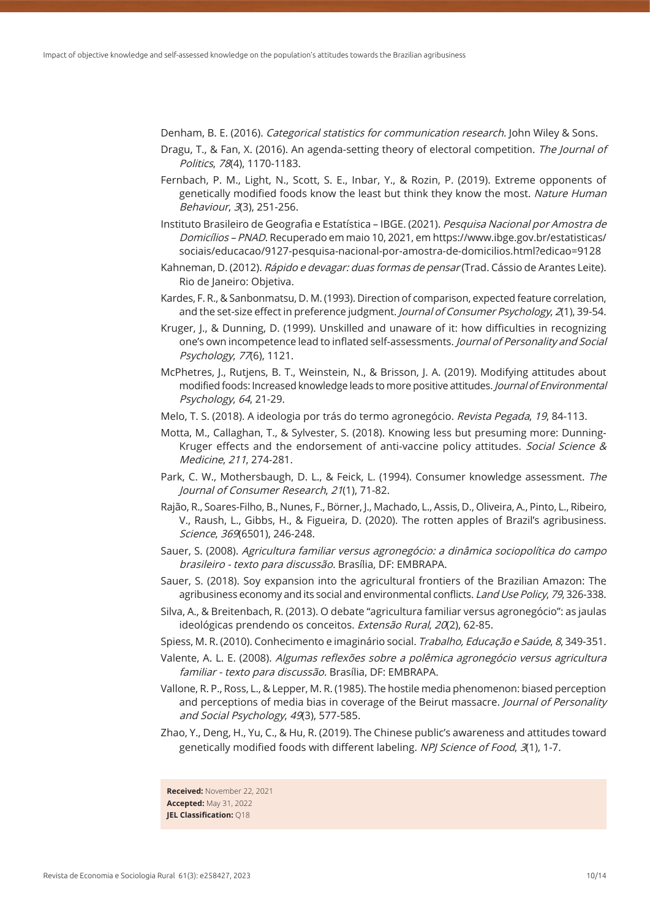Denham, B. E. (2016). *Categorical statistics for communication research*. John Wiley & Sons.

Dragu, T., & Fan, X. (2016). An agenda-setting theory of electoral competition. *The Journal of Politics*, *78*(4), 1170-1183.

Fernbach, P. M., Light, N., Scott, S. E., Inbar, Y., & Rozin, P. (2019). Extreme opponents of genetically modified foods know the least but think they know the most. *Nature Human Behaviour*, *3*(3), 251-256.

Instituto Brasileiro de Geografia e Estatística – IBGE. (2021). *Pesquisa Nacional por Amostra de Domicílios – PNAD*. Recuperado em maio 10, 2021, em https://www.ibge.gov.br/estatisticas/sociais/educacao/9127-pesquisa-nacional-por-amostra-de-domicilios.html?edicao=9128

Kahneman, D. (2012). *Rápido e devagar: duas formas de pensar* (Trad. Cássio de Arantes Leite). Rio de Janeiro: Objetiva.

Kardes, F. R., & Sanbonmatsu, D. M. (1993). Direction of comparison, expected feature correlation, and the set-size effect in preference judgment. *Journal of Consumer Psychology*, *2*(1), 39-54.

Kruger, J., & Dunning, D. (1999). Unskilled and unaware of it: how difficulties in recognizing one's own incompetence lead to inflated self-assessments. *Journal of Personality and Social Psychology*, *77*(6), 1121.

McPhetres, J., Rutjens, B. T., Weinstein, N., & Brisson, J. A. (2019). Modifying attitudes about modified foods: Increased knowledge leads to more positive attitudes. *Journal of Environmental Psychology*, *64*, 21-29.

Melo, T. S. (2018). A ideologia por trás do termo agronegócio. *Revista Pegada*, *19*, 84-113.

Motta, M., Callaghan, T., & Sylvester, S. (2018). Knowing less but presuming more: Dunning-Kruger effects and the endorsement of anti-vaccine policy attitudes. *Social Science & Medicine*, *211*, 274-281.

Park, C. W., Mothersbaugh, D. L., & Feick, L. (1994). Consumer knowledge assessment. *The Journal of Consumer Research*, *21*(1), 71-82.

Rajão, R., Soares-Filho, B., Nunes, F., Börner, J., Machado, L., Assis, D., Oliveira, A., Pinto, L., Ribeiro, V., Raush, L., Gibbs, H., & Figueira, D. (2020). The rotten apples of Brazil's agribusiness. *Science*, *369*(6501), 246-248.

Sauer, S. (2008). *Agricultura familiar versus agronegócio: a dinâmica sociopolítica do campo brasileiro - texto para discussão*. Brasília, DF: EMBRAPA.

Sauer, S. (2018). Soy expansion into the agricultural frontiers of the Brazilian Amazon: The agribusiness economy and its social and environmental conflicts. *Land Use Policy*, *79*, 326-338.

Silva, A., & Breitenbach, R. (2013). O debate "agricultura familiar versus agronegócio": as jaulas ideológicas prendendo os conceitos. *Extensão Rural*, *20*(2), 62-85.

Spiess, M. R. (2010). Conhecimento e imaginário social. *Trabalho, Educação e Saúde*, *8*, 349-351.

Valente, A. L. E. (2008). *Algumas reflexões sobre a polêmica agronegócio versus agricultura familiar - texto para discussão*. Brasília, DF: EMBRAPA.

Vallone, R. P., Ross, L., & Lepper, M. R. (1985). The hostile media phenomenon: biased perception and perceptions of media bias in coverage of the Beirut massacre. *Journal of Personality and Social Psychology*, *49*(3), 577-585.

Zhao, Y., Deng, H., Yu, C., & Hu, R. (2019). The Chinese public's awareness and attitudes toward genetically modified foods with different labeling. *NPJ Science of Food*, *3*(1), 1-7.

**Received:** November 22, 2021
**Accepted:** May 31, 2022
**JEL Classification:** Q18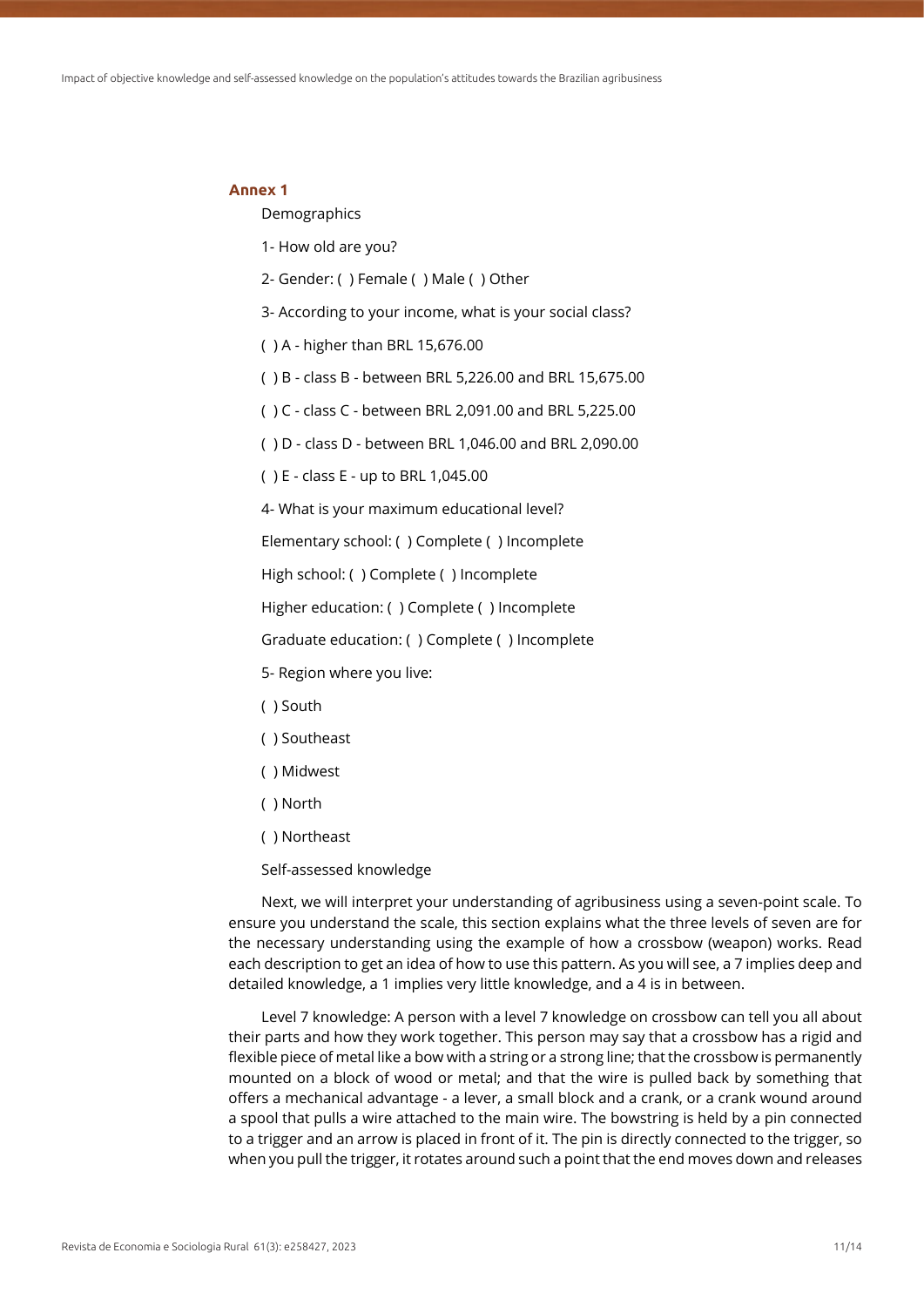## Annex 1

Demographics

1- How old are you?

2- Gender: ( ) Female ( ) Male ( ) Other

3- According to your income, what is your social class?

( ) A - higher than BRL 15,676.00

( ) B - class B - between BRL 5,226.00 and BRL 15,675.00

( ) C - class C - between BRL 2,091.00 and BRL 5,225.00

( ) D - class D - between BRL 1,046.00 and BRL 2,090.00

( ) E - class E - up to BRL 1,045.00

4- What is your maximum educational level?

Elementary school: ( ) Complete ( ) Incomplete

High school: ( ) Complete ( ) Incomplete

Higher education: ( ) Complete ( ) Incomplete

Graduate education: ( ) Complete ( ) Incomplete

5- Region where you live:

( ) South

( ) Southeast

( ) Midwest

( ) North

( ) Northeast

Self-assessed knowledge

Next, we will interpret your understanding of agribusiness using a seven-point scale. To ensure you understand the scale, this section explains what the three levels of seven are for the necessary understanding using the example of how a crossbow (weapon) works. Read each description to get an idea of how to use this pattern. As you will see, a 7 implies deep and detailed knowledge, a 1 implies very little knowledge, and a 4 is in between.

Level 7 knowledge: A person with a level 7 knowledge on crossbow can tell you all about their parts and how they work together. This person may say that a crossbow has a rigid and flexible piece of metal like a bow with a string or a strong line; that the crossbow is permanently mounted on a block of wood or metal; and that the wire is pulled back by something that offers a mechanical advantage - a lever, a small block and a crank, or a crank wound around a spool that pulls a wire attached to the main wire. The bowstring is held by a pin connected to a trigger and an arrow is placed in front of it. The pin is directly connected to the trigger, so when you pull the trigger, it rotates around such a point that the end moves down and releases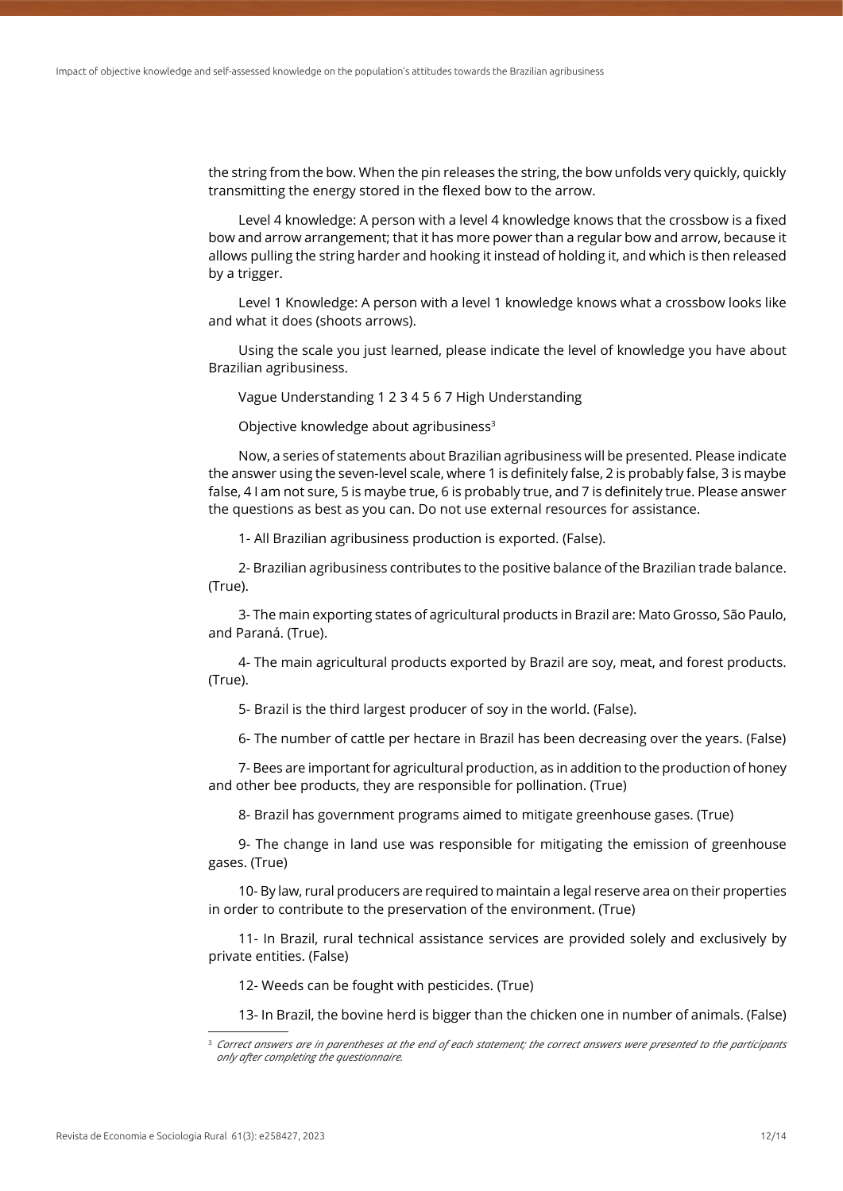the string from the bow. When the pin releases the string, the bow unfolds very quickly, quickly transmitting the energy stored in the flexed bow to the arrow.

Level 4 knowledge: A person with a level 4 knowledge knows that the crossbow is a fixed bow and arrow arrangement; that it has more power than a regular bow and arrow, because it allows pulling the string harder and hooking it instead of holding it, and which is then released by a trigger.

Level 1 Knowledge: A person with a level 1 knowledge knows what a crossbow looks like and what it does (shoots arrows).

Using the scale you just learned, please indicate the level of knowledge you have about Brazilian agribusiness.

Vague Understanding 1 2 3 4 5 6 7 High Understanding

Objective knowledge about agribusiness[3]

Now, a series of statements about Brazilian agribusiness will be presented. Please indicate the answer using the seven-level scale, where 1 is definitely false, 2 is probably false, 3 is maybe false, 4 I am not sure, 5 is maybe true, 6 is probably true, and 7 is definitely true. Please answer the questions as best as you can. Do not use external resources for assistance.

1- All Brazilian agribusiness production is exported. (False).

2- Brazilian agribusiness contributes to the positive balance of the Brazilian trade balance. (True).

3- The main exporting states of agricultural products in Brazil are: Mato Grosso, São Paulo, and Paraná. (True).

4- The main agricultural products exported by Brazil are soy, meat, and forest products. (True).

5- Brazil is the third largest producer of soy in the world. (False).

6- The number of cattle per hectare in Brazil has been decreasing over the years. (False)

7- Bees are important for agricultural production, as in addition to the production of honey and other bee products, they are responsible for pollination. (True)

8- Brazil has government programs aimed to mitigate greenhouse gases. (True)

9- The change in land use was responsible for mitigating the emission of greenhouse gases. (True)

10- By law, rural producers are required to maintain a legal reserve area on their properties in order to contribute to the preservation of the environment. (True)

11- In Brazil, rural technical assistance services are provided solely and exclusively by private entities. (False)

12- Weeds can be fought with pesticides. (True)

13- In Brazil, the bovine herd is bigger than the chicken one in number of animals. (False)

[3] *Correct answers are in parentheses at the end of each statement; the correct answers were presented to the participants only after completing the questionnaire.*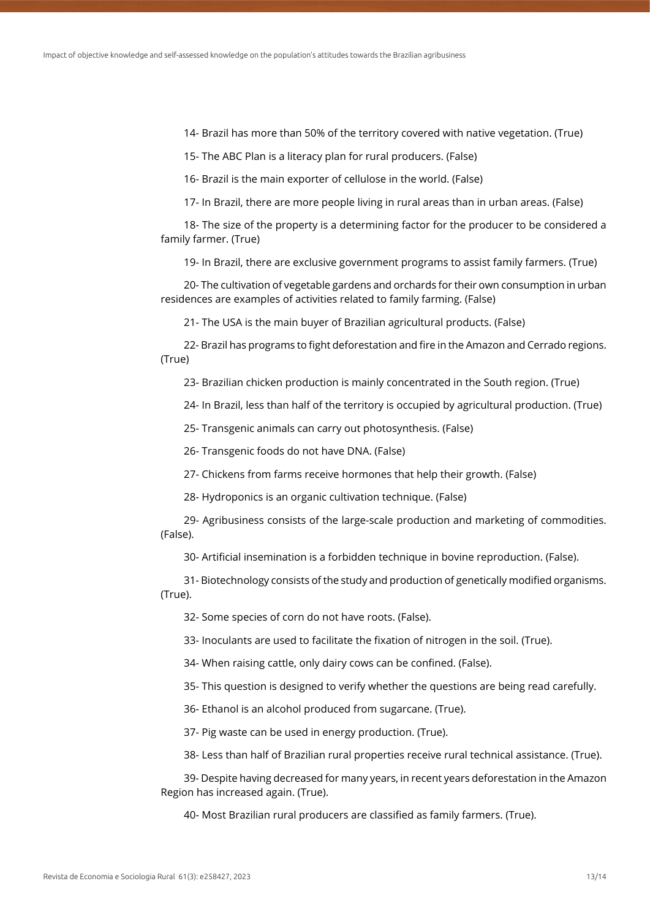14- Brazil has more than 50% of the territory covered with native vegetation. (True)

15- The ABC Plan is a literacy plan for rural producers. (False)

16- Brazil is the main exporter of cellulose in the world. (False)

17- In Brazil, there are more people living in rural areas than in urban areas. (False)

18- The size of the property is a determining factor for the producer to be considered a family farmer. (True)

19- In Brazil, there are exclusive government programs to assist family farmers. (True)

20- The cultivation of vegetable gardens and orchards for their own consumption in urban residences are examples of activities related to family farming. (False)

21- The USA is the main buyer of Brazilian agricultural products. (False)

22- Brazil has programs to fight deforestation and fire in the Amazon and Cerrado regions. (True)

23- Brazilian chicken production is mainly concentrated in the South region. (True)

24- In Brazil, less than half of the territory is occupied by agricultural production. (True)

25- Transgenic animals can carry out photosynthesis. (False)

26- Transgenic foods do not have DNA. (False)

27- Chickens from farms receive hormones that help their growth. (False)

28- Hydroponics is an organic cultivation technique. (False)

29- Agribusiness consists of the large-scale production and marketing of commodities. (False).

30- Artificial insemination is a forbidden technique in bovine reproduction. (False).

31- Biotechnology consists of the study and production of genetically modified organisms. (True).

32- Some species of corn do not have roots. (False).

33- Inoculants are used to facilitate the fixation of nitrogen in the soil. (True).

34- When raising cattle, only dairy cows can be confined. (False).

35- This question is designed to verify whether the questions are being read carefully.

36- Ethanol is an alcohol produced from sugarcane. (True).

37- Pig waste can be used in energy production. (True).

38- Less than half of Brazilian rural properties receive rural technical assistance. (True).

39- Despite having decreased for many years, in recent years deforestation in the Amazon Region has increased again. (True).

40- Most Brazilian rural producers are classified as family farmers. (True).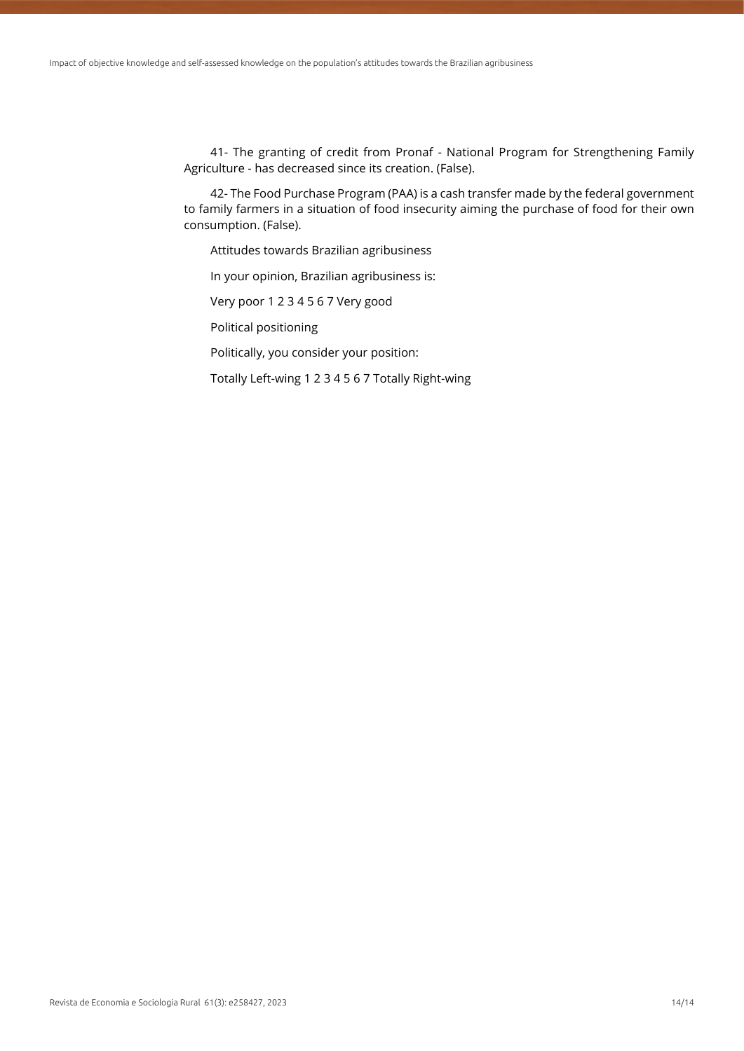41- The granting of credit from Pronaf - National Program for Strengthening Family Agriculture - has decreased since its creation. (False).

42- The Food Purchase Program (PAA) is a cash transfer made by the federal government to family farmers in a situation of food insecurity aiming the purchase of food for their own consumption. (False).

Attitudes towards Brazilian agribusiness

In your opinion, Brazilian agribusiness is:

Very poor 1 2 3 4 5 6 7 Very good

Political positioning

Politically, you consider your position:

Totally Left-wing 1 2 3 4 5 6 7 Totally Right-wing